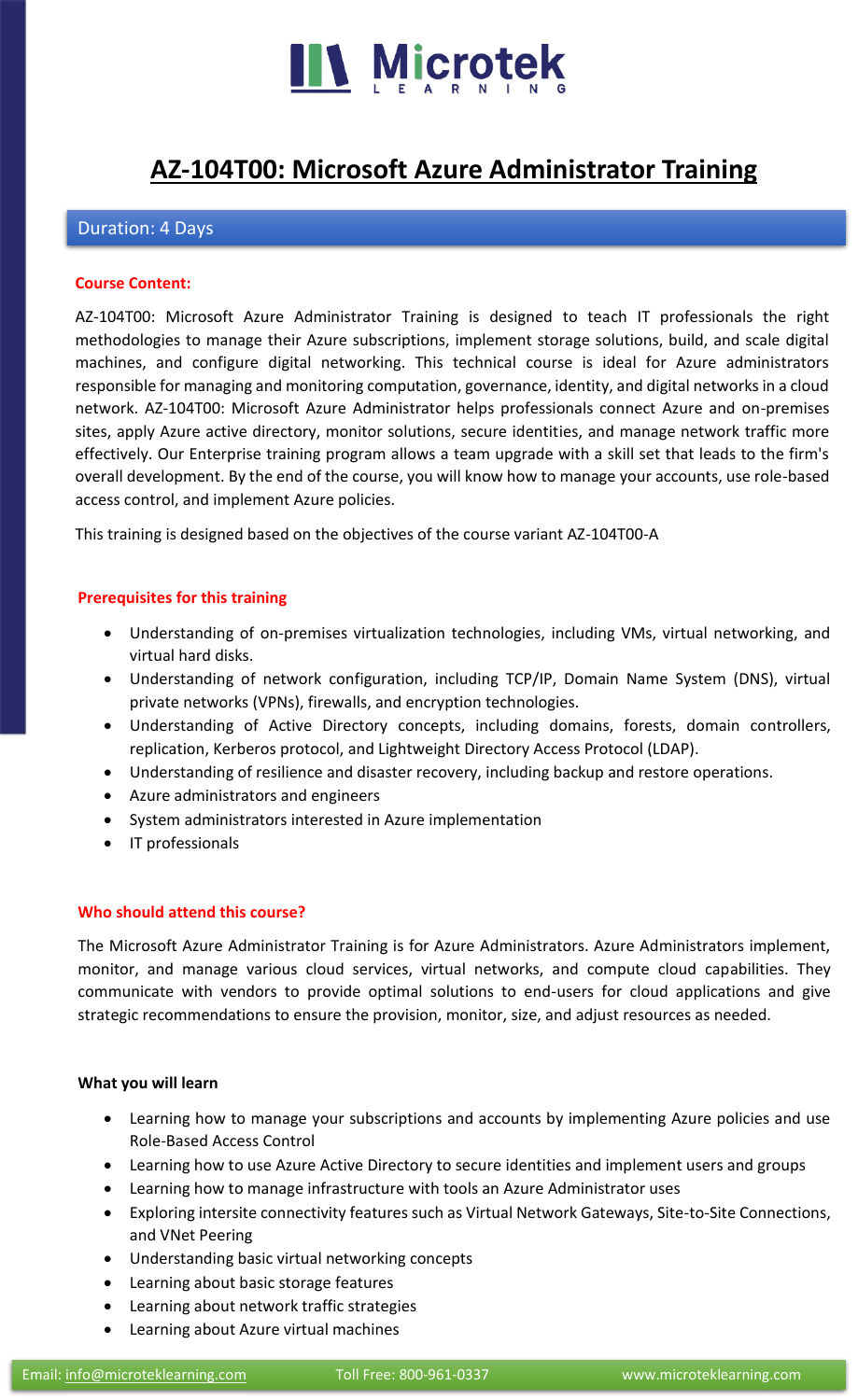# AZ-104T00: Microsoft Azure Administrator Training

Duration: 4 Days

**Course Content:**

AZ-104T00: Microsoft Azure Administrator Training is designed to teach IT professionals the right methodologies to manage their Azure subscriptions, implement storage solutions, build, and scale digital machines, and configure digital networking. This technical course is ideal for Azure administrators responsible for managing and monitoring computation, governance, identity, and digital networks in a cloud network. AZ-104T00: Microsoft Azure Administrator helps professionals connect Azure and on-premises sites, apply Azure active directory, monitor solutions, secure identities, and manage network traffic more effectively. Our Enterprise training program allows a team upgrade with a skill set that leads to the firm's overall development. By the end of the course, you will know how to manage your accounts, use role-based access control, and implement Azure policies.

This training is designed based on the objectives of the course variant AZ-104T00-A

**Prerequisites for this training**

- Understanding of on-premises virtualization technologies, including VMs, virtual networking, and virtual hard disks.
- Understanding of network configuration, including TCP/IP, Domain Name System (DNS), virtual private networks (VPNs), firewalls, and encryption technologies.
- Understanding of Active Directory concepts, including domains, forests, domain controllers, replication, Kerberos protocol, and Lightweight Directory Access Protocol (LDAP).
- Understanding of resilience and disaster recovery, including backup and restore operations.
- Azure administrators and engineers
- System administrators interested in Azure implementation
- IT professionals

**Who should attend this course?**

The Microsoft Azure Administrator Training is for Azure Administrators. Azure Administrators implement, monitor, and manage various cloud services, virtual networks, and compute cloud capabilities. They communicate with vendors to provide optimal solutions to end-users for cloud applications and give strategic recommendations to ensure the provision, monitor, size, and adjust resources as needed.

**What you will learn**

- Learning how to manage your subscriptions and accounts by implementing Azure policies and use Role-Based Access Control
- Learning how to use Azure Active Directory to secure identities and implement users and groups
- Learning how to manage infrastructure with tools an Azure Administrator uses
- Exploring intersite connectivity features such as Virtual Network Gateways, Site-to-Site Connections, and VNet Peering
- Understanding basic virtual networking concepts
- Learning about basic storage features
- Learning about network traffic strategies
- Learning about Azure virtual machines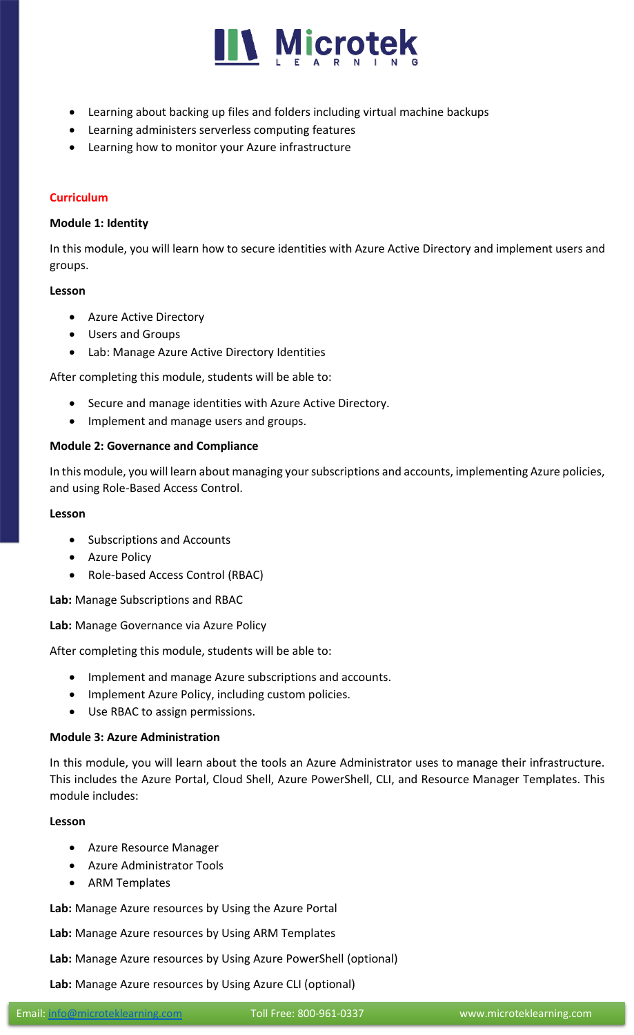- Learning about backing up files and folders including virtual machine backups
- Learning administers serverless computing features
- Learning how to monitor your Azure infrastructure

## Curriculum

**Module 1: Identity**

In this module, you will learn how to secure identities with Azure Active Directory and implement users and groups.

**Lesson**

- Azure Active Directory
- Users and Groups
- Lab: Manage Azure Active Directory Identities

After completing this module, students will be able to:

- Secure and manage identities with Azure Active Directory.
- Implement and manage users and groups.

**Module 2: Governance and Compliance**

In this module, you will learn about managing your subscriptions and accounts, implementing Azure policies, and using Role-Based Access Control.

**Lesson**

- Subscriptions and Accounts
- Azure Policy
- Role-based Access Control (RBAC)

**Lab:** Manage Subscriptions and RBAC

**Lab:** Manage Governance via Azure Policy

After completing this module, students will be able to:

- Implement and manage Azure subscriptions and accounts.
- Implement Azure Policy, including custom policies.
- Use RBAC to assign permissions.

**Module 3: Azure Administration**

In this module, you will learn about the tools an Azure Administrator uses to manage their infrastructure. This includes the Azure Portal, Cloud Shell, Azure PowerShell, CLI, and Resource Manager Templates. This module includes:

**Lesson**

- Azure Resource Manager
- Azure Administrator Tools
- ARM Templates

**Lab:** Manage Azure resources by Using the Azure Portal

**Lab:** Manage Azure resources by Using ARM Templates

**Lab:** Manage Azure resources by Using Azure PowerShell (optional)

**Lab:** Manage Azure resources by Using Azure CLI (optional)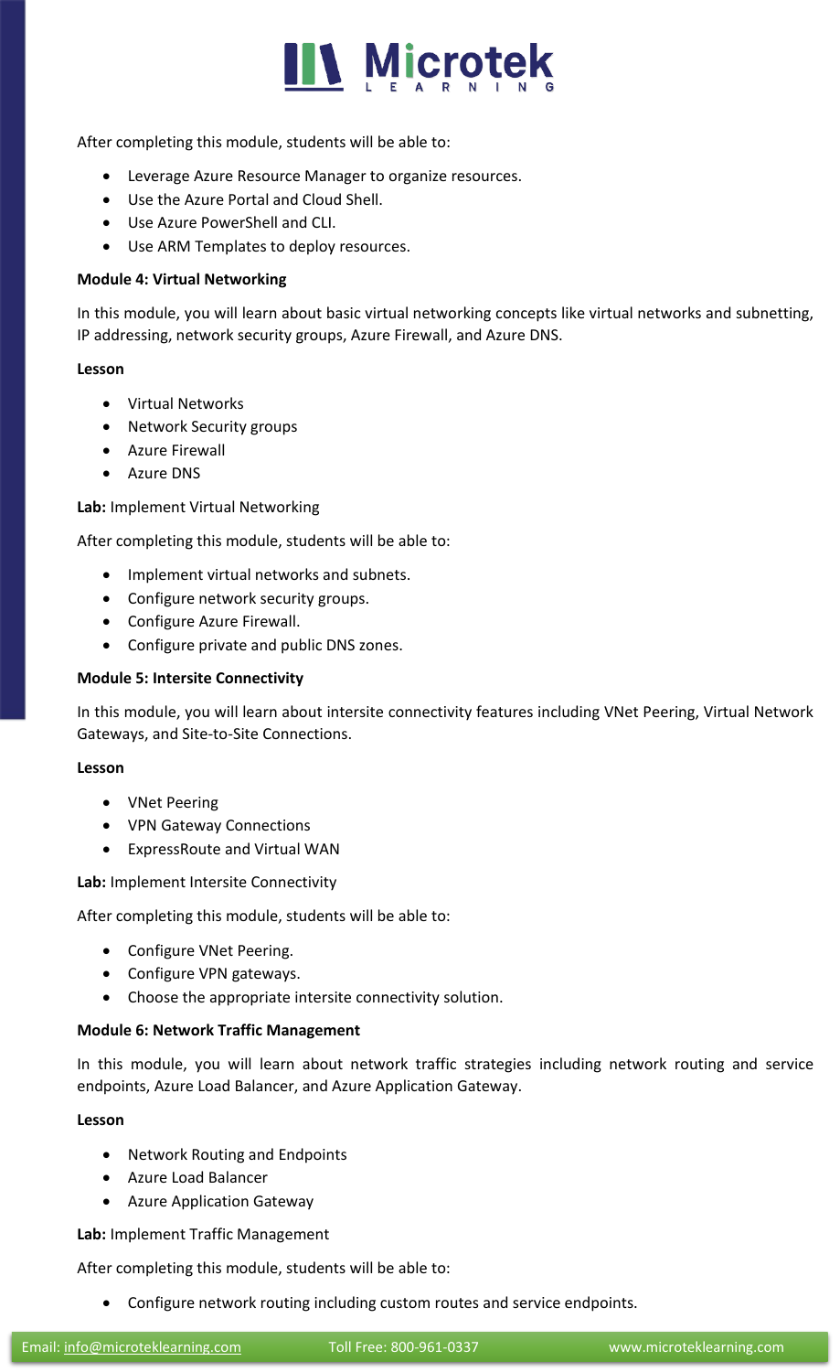After completing this module, students will be able to:

- Leverage Azure Resource Manager to organize resources.
- Use the Azure Portal and Cloud Shell.
- Use Azure PowerShell and CLI.
- Use ARM Templates to deploy resources.

**Module 4: Virtual Networking**

In this module, you will learn about basic virtual networking concepts like virtual networks and subnetting, IP addressing, network security groups, Azure Firewall, and Azure DNS.

**Lesson**

- Virtual Networks
- Network Security groups
- Azure Firewall
- Azure DNS

**Lab:** Implement Virtual Networking

After completing this module, students will be able to:

- Implement virtual networks and subnets.
- Configure network security groups.
- Configure Azure Firewall.
- Configure private and public DNS zones.

**Module 5: Intersite Connectivity**

In this module, you will learn about intersite connectivity features including VNet Peering, Virtual Network Gateways, and Site-to-Site Connections.

**Lesson**

- VNet Peering
- VPN Gateway Connections
- ExpressRoute and Virtual WAN

**Lab:** Implement Intersite Connectivity

After completing this module, students will be able to:

- Configure VNet Peering.
- Configure VPN gateways.
- Choose the appropriate intersite connectivity solution.

**Module 6: Network Traffic Management**

In this module, you will learn about network traffic strategies including network routing and service endpoints, Azure Load Balancer, and Azure Application Gateway.

**Lesson**

- Network Routing and Endpoints
- Azure Load Balancer
- Azure Application Gateway

**Lab:** Implement Traffic Management

After completing this module, students will be able to:

- Configure network routing including custom routes and service endpoints.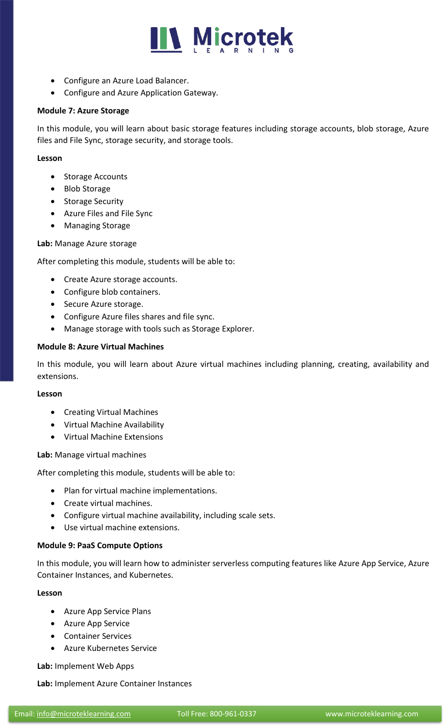- Configure an Azure Load Balancer.
- Configure and Azure Application Gateway.

**Module 7: Azure Storage**

In this module, you will learn about basic storage features including storage accounts, blob storage, Azure files and File Sync, storage security, and storage tools.

**Lesson**

- Storage Accounts
- Blob Storage
- Storage Security
- Azure Files and File Sync
- Managing Storage

**Lab:** Manage Azure storage

After completing this module, students will be able to:

- Create Azure storage accounts.
- Configure blob containers.
- Secure Azure storage.
- Configure Azure files shares and file sync.
- Manage storage with tools such as Storage Explorer.

**Module 8: Azure Virtual Machines**

In this module, you will learn about Azure virtual machines including planning, creating, availability and extensions.

**Lesson**

- Creating Virtual Machines
- Virtual Machine Availability
- Virtual Machine Extensions

**Lab:** Manage virtual machines

After completing this module, students will be able to:

- Plan for virtual machine implementations.
- Create virtual machines.
- Configure virtual machine availability, including scale sets.
- Use virtual machine extensions.

**Module 9: PaaS Compute Options**

In this module, you will learn how to administer serverless computing features like Azure App Service, Azure Container Instances, and Kubernetes.

**Lesson**

- Azure App Service Plans
- Azure App Service
- Container Services
- Azure Kubernetes Service

**Lab:** Implement Web Apps

**Lab:** Implement Azure Container Instances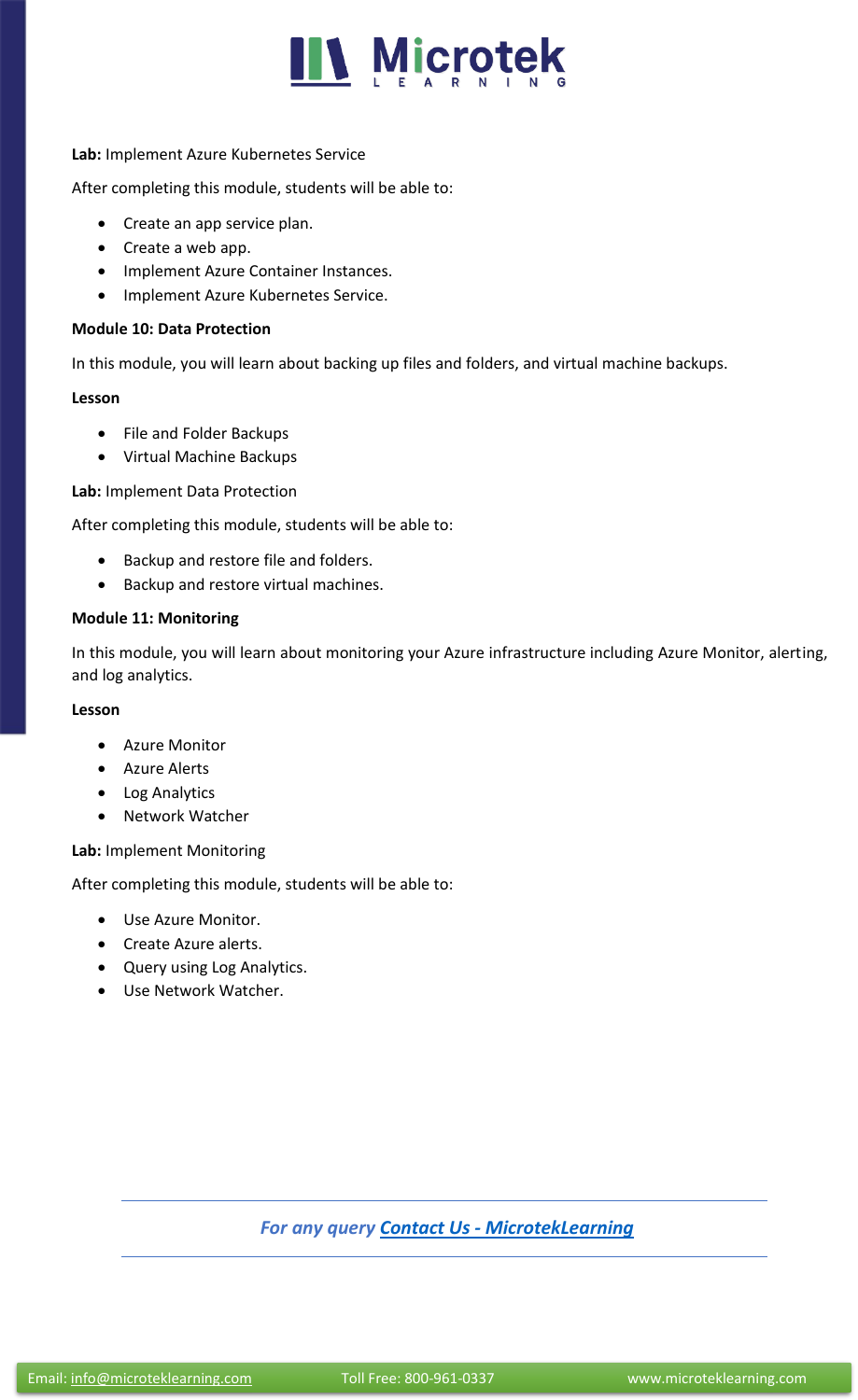**Lab:** Implement Azure Kubernetes Service

After completing this module, students will be able to:

- Create an app service plan.
- Create a web app.
- Implement Azure Container Instances.
- Implement Azure Kubernetes Service.

**Module 10: Data Protection**

In this module, you will learn about backing up files and folders, and virtual machine backups.

**Lesson**

- File and Folder Backups
- Virtual Machine Backups

**Lab:** Implement Data Protection

After completing this module, students will be able to:

- Backup and restore file and folders.
- Backup and restore virtual machines.

**Module 11: Monitoring**

In this module, you will learn about monitoring your Azure infrastructure including Azure Monitor, alerting, and log analytics.

**Lesson**

- Azure Monitor
- Azure Alerts
- Log Analytics
- Network Watcher

**Lab:** Implement Monitoring

After completing this module, students will be able to:

- Use Azure Monitor.
- Create Azure alerts.
- Query using Log Analytics.
- Use Network Watcher.

*For any query* ***Contact Us - MicrotekLearning***